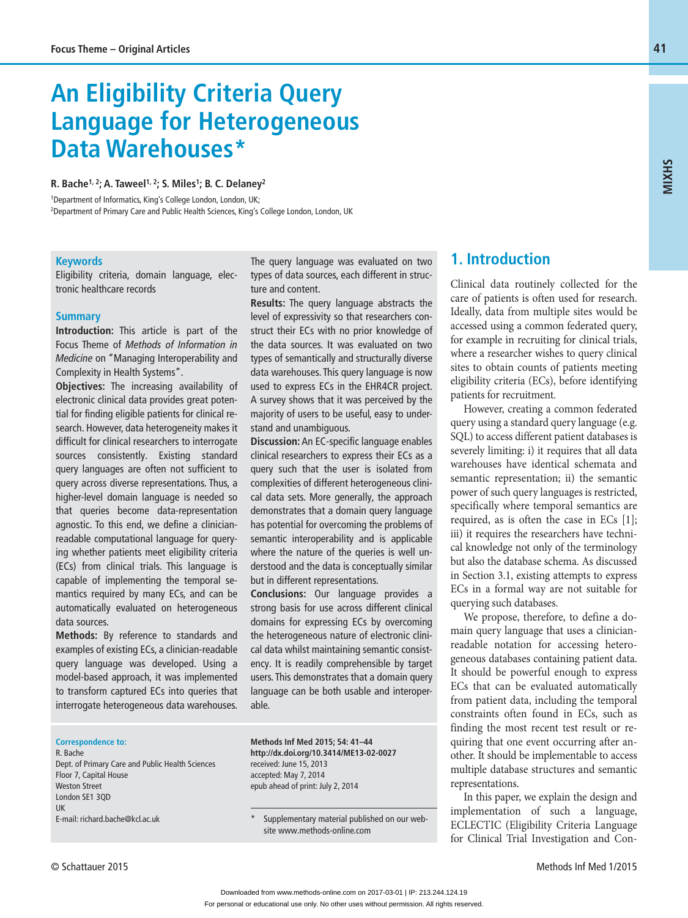# An Eligibility Criteria Query Language for Heterogeneous Data Warehouses*

**R. Bache[1, 2]; A. Taweel[1, 2]; S. Miles[1]; B. C. Delaney[2]**

[1]Department of Informatics, King's College London, London, UK;
[2]Department of Primary Care and Public Health Sciences, King's College London, London, UK

### Keywords

Eligibility criteria, domain language, electronic healthcare records

### Summary

**Introduction:** This article is part of the Focus Theme of *Methods of Information in Medicine* on "Managing Interoperability and Complexity in Health Systems".

**Objectives:** The increasing availability of electronic clinical data provides great potential for finding eligible patients for clinical research. However, data heterogeneity makes it difficult for clinical researchers to interrogate sources consistently. Existing standard query languages are often not sufficient to query across diverse representations. Thus, a higher-level domain language is needed so that queries become data-representation agnostic. To this end, we define a clinician-readable computational language for querying whether patients meet eligibility criteria (ECs) from clinical trials. This language is capable of implementing the temporal semantics required by many ECs, and can be automatically evaluated on heterogeneous data sources.

**Methods:** By reference to standards and examples of existing ECs, a clinician-readable query language was developed. Using a model-based approach, it was implemented to transform captured ECs into queries that interrogate heterogeneous data warehouses. The query language was evaluated on two types of data sources, each different in structure and content.

**Results:** The query language abstracts the level of expressivity so that researchers construct their ECs with no prior knowledge of the data sources. It was evaluated on two types of semantically and structurally diverse data warehouses. This query language is now used to express ECs in the EHR4CR project. A survey shows that it was perceived by the majority of users to be useful, easy to understand and unambiguous.

**Discussion:** An EC-specific language enables clinical researchers to express their ECs as a query such that the user is isolated from complexities of different heterogeneous clinical data sets. More generally, the approach demonstrates that a domain query language has potential for overcoming the problems of semantic interoperability and is applicable where the nature of the queries is well understood and the data is conceptually similar but in different representations.

**Conclusions:** Our language provides a strong basis for use across different clinical domains for expressing ECs by overcoming the heterogeneous nature of electronic clinical data whilst maintaining semantic consistency. It is readily comprehensible by target users. This demonstrates that a domain query language can be both usable and interoperable.

**Correspondence to:**
R. Bache
Dept. of Primary Care and Public Health Sciences
Floor 7, Capital House
Weston Street
London SE1 3QD
UK
E-mail: richard.bache@kcl.ac.uk

**Methods Inf Med 2015; 54: 41–44**
**http://dx.doi.org/10.3414/ME13-02-0027**
received: June 15, 2013
accepted: May 7, 2014
epub ahead of print: July 2, 2014

\* Supplementary material published on our website www.methods-online.com

## 1. Introduction

Clinical data routinely collected for the care of patients is often used for research. Ideally, data from multiple sites would be accessed using a common federated query, for example in recruiting for clinical trials, where a researcher wishes to query clinical sites to obtain counts of patients meeting eligibility criteria (ECs), before identifying patients for recruitment.

However, creating a common federated query using a standard query language (e.g. SQL) to access different patient databases is severely limiting: i) it requires that all data warehouses have identical schemata and semantic representation; ii) the semantic power of such query languages is restricted, specifically where temporal semantics are required, as is often the case in ECs [1]; iii) it requires the researchers have technical knowledge not only of the terminology but also the database schema. As discussed in Section 3.1, existing attempts to express ECs in a formal way are not suitable for querying such databases.

We propose, therefore, to define a domain query language that uses a clinician-readable notation for accessing heterogeneous databases containing patient data. It should be powerful enough to express ECs that can be evaluated automatically from patient data, including the temporal constraints often found in ECs, such as finding the most recent test result or requiring that one event occurring after another. It should be implementable to access multiple database structures and semantic representations.

In this paper, we explain the design and implementation of such a language, ECLECTIC (Eligibility Criteria Language for Clinical Trial Investigation and Con-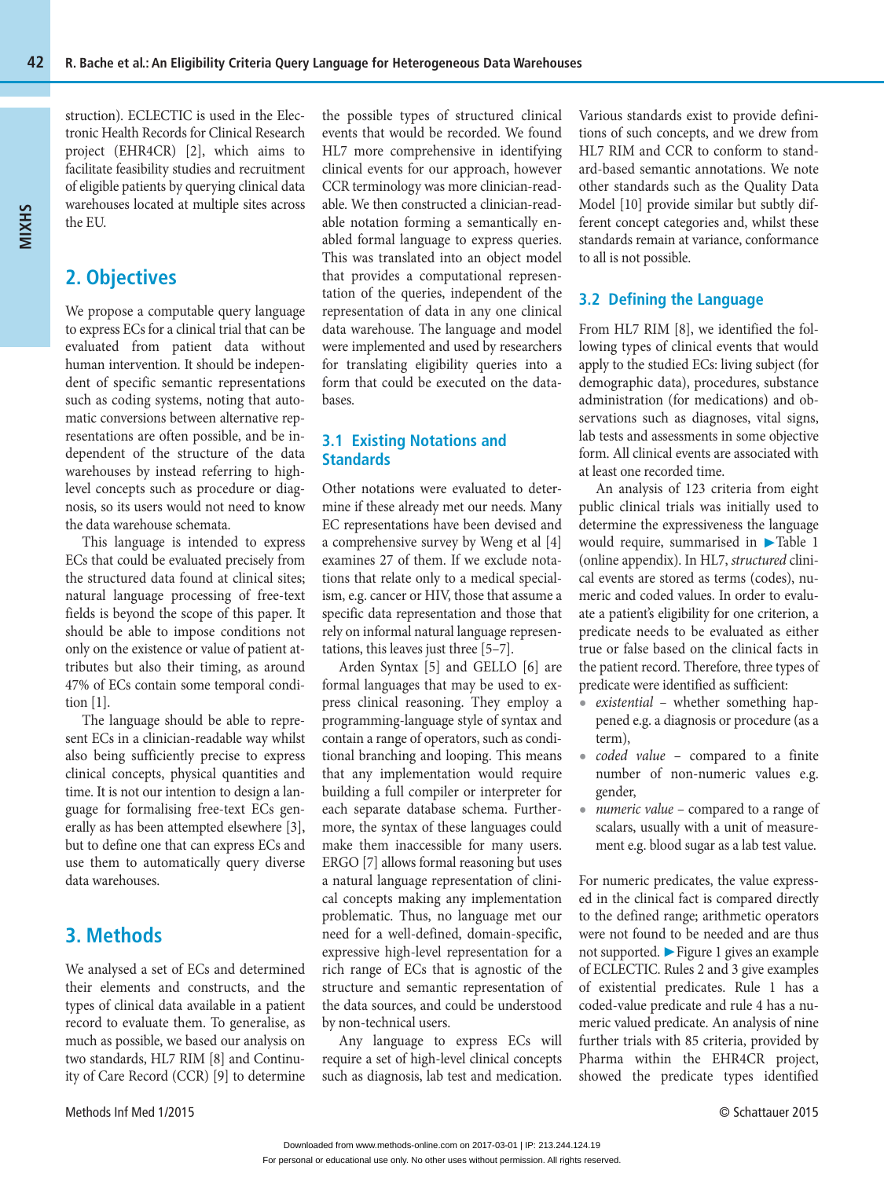struction). ECLECTIC is used in the Electronic Health Records for Clinical Research project (EHR4CR) [2], which aims to facilitate feasibility studies and recruitment of eligible patients by querying clinical data warehouses located at multiple sites across the EU.

## 2. Objectives

We propose a computable query language to express ECs for a clinical trial that can be evaluated from patient data without human intervention. It should be independent of specific semantic representations such as coding systems, noting that automatic conversions between alternative representations are often possible, and be independent of the structure of the data warehouses by instead referring to high-level concepts such as procedure or diagnosis, so its users would not need to know the data warehouse schemata.

This language is intended to express ECs that could be evaluated precisely from the structured data found at clinical sites; natural language processing of free-text fields is beyond the scope of this paper. It should be able to impose conditions not only on the existence or value of patient attributes but also their timing, as around 47% of ECs contain some temporal condition [1].

The language should be able to represent ECs in a clinician-readable way whilst also being sufficiently precise to express clinical concepts, physical quantities and time. It is not our intention to design a language for formalising free-text ECs generally as has been attempted elsewhere [3], but to define one that can express ECs and use them to automatically query diverse data warehouses.

## 3. Methods

We analysed a set of ECs and determined their elements and constructs, and the types of clinical data available in a patient record to evaluate them. To generalise, as much as possible, we based our analysis on two standards, HL7 RIM [8] and Continuity of Care Record (CCR) [9] to determine the possible types of structured clinical events that would be recorded. We found HL7 more comprehensive in identifying clinical events for our approach, however CCR terminology was more clinician-readable. We then constructed a clinician-readable notation forming a semantically enabled formal language to express queries. This was translated into an object model that provides a computational representation of the queries, independent of the representation of data in any one clinical data warehouse. The language and model were implemented and used by researchers for translating eligibility queries into a form that could be executed on the databases.

### 3.1 Existing Notations and Standards

Other notations were evaluated to determine if these already met our needs. Many EC representations have been devised and a comprehensive survey by Weng et al [4] examines 27 of them. If we exclude notations that relate only to a medical specialism, e.g. cancer or HIV, those that assume a specific data representation and those that rely on informal natural language representations, this leaves just three [5–7].

Arden Syntax [5] and GELLO [6] are formal languages that may be used to express clinical reasoning. They employ a programming-language style of syntax and contain a range of operators, such as conditional branching and looping. This means that any implementation would require building a full compiler or interpreter for each separate database schema. Furthermore, the syntax of these languages could make them inaccessible for many users. ERGO [7] allows formal reasoning but uses a natural language representation of clinical concepts making any implementation problematic. Thus, no language met our need for a well-defined, domain-specific, expressive high-level representation for a rich range of ECs that is agnostic of the structure and semantic representation of the data sources, and could be understood by non-technical users.

Any language to express ECs will require a set of high-level clinical concepts such as diagnosis, lab test and medication. Various standards exist to provide definitions of such concepts, and we drew from HL7 RIM and CCR to conform to standard-based semantic annotations. We note other standards such as the Quality Data Model [10] provide similar but subtly different concept categories and, whilst these standards remain at variance, conformance to all is not possible.

### 3.2 Defining the Language

From HL7 RIM [8], we identified the following types of clinical events that would apply to the studied ECs: living subject (for demographic data), procedures, substance administration (for medications) and observations such as diagnoses, vital signs, lab tests and assessments in some objective form. All clinical events are associated with at least one recorded time.

An analysis of 123 criteria from eight public clinical trials was initially used to determine the expressiveness the language would require, summarised in ►Table 1 (online appendix). In HL7, *structured* clinical events are stored as terms (codes), numeric and coded values. In order to evaluate a patient's eligibility for one criterion, a predicate needs to be evaluated as either true or false based on the clinical facts in the patient record. Therefore, three types of predicate were identified as sufficient:

- *existential* – whether something happened e.g. a diagnosis or procedure (as a term),
- *coded value* – compared to a finite number of non-numeric values e.g. gender,
- *numeric value* – compared to a range of scalars, usually with a unit of measurement e.g. blood sugar as a lab test value.

For numeric predicates, the value expressed in the clinical fact is compared directly to the defined range; arithmetic operators were not found to be needed and are thus not supported. ►Figure 1 gives an example of ECLECTIC. Rules 2 and 3 give examples of existential predicates. Rule 1 has a coded-value predicate and rule 4 has a numeric valued predicate. An analysis of nine further trials with 85 criteria, provided by Pharma within the EHR4CR project, showed the predicate types identified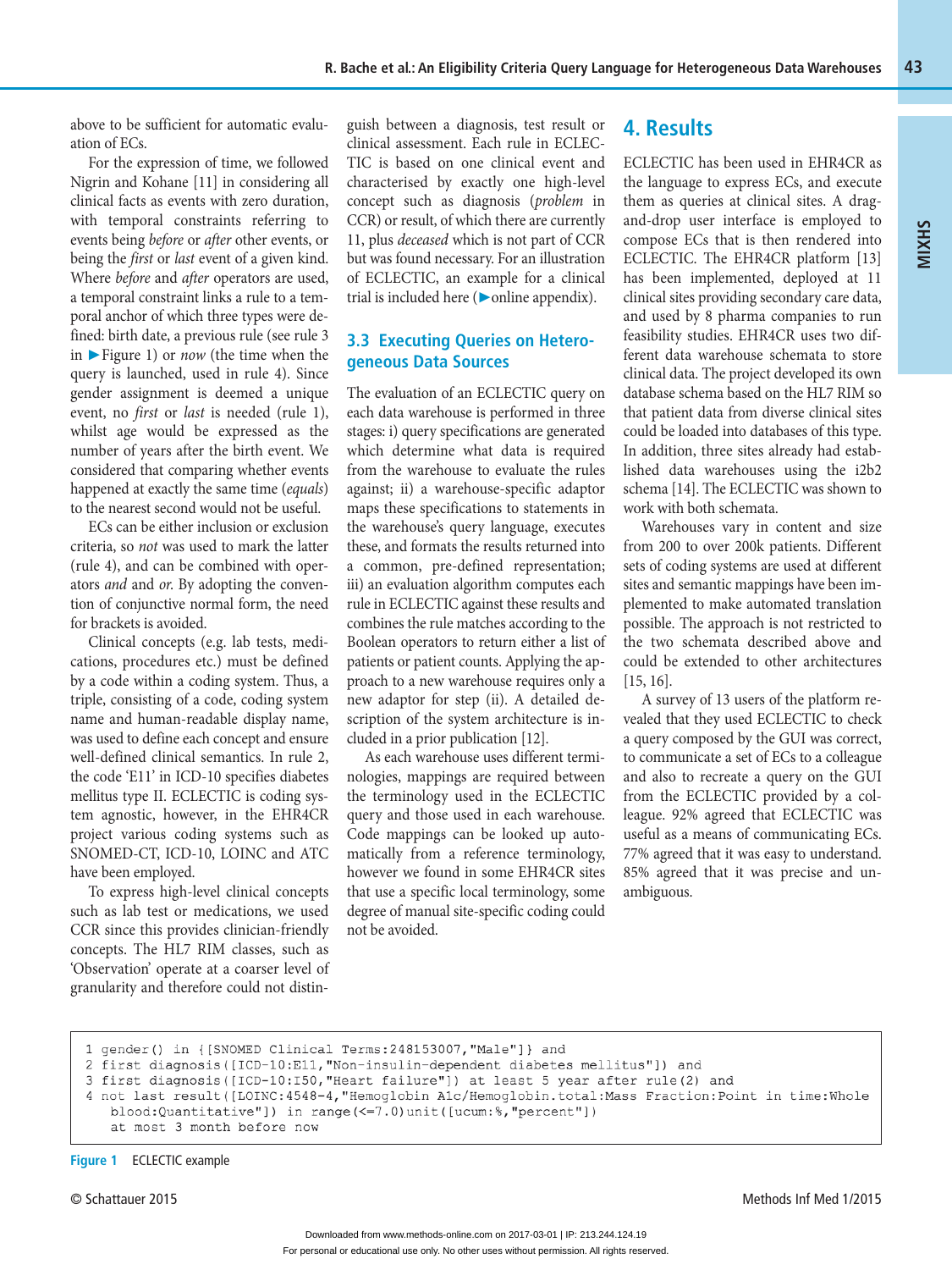above to be sufficient for automatic evaluation of ECs.

For the expression of time, we followed Nigrin and Kohane [11] in considering all clinical facts as events with zero duration, with temporal constraints referring to events being *before* or *after* other events, or being the *first* or *last* event of a given kind. Where *before* and *after* operators are used, a temporal constraint links a rule to a temporal anchor of which three types were defined: birth date, a previous rule (see rule 3 in ►Figure 1) or *now* (the time when the query is launched, used in rule 4). Since gender assignment is deemed a unique event, no *first* or *last* is needed (rule 1), whilst age would be expressed as the number of years after the birth event. We considered that comparing whether events happened at exactly the same time (*equals*) to the nearest second would not be useful.

ECs can be either inclusion or exclusion criteria, so *not* was used to mark the latter (rule 4), and can be combined with operators *and* and *or*. By adopting the convention of conjunctive normal form, the need for brackets is avoided.

Clinical concepts (e.g. lab tests, medications, procedures etc.) must be defined by a code within a coding system. Thus, a triple, consisting of a code, coding system name and human-readable display name, was used to define each concept and ensure well-defined clinical semantics. In rule 2, the code 'E11' in ICD-10 specifies diabetes mellitus type II. ECLECTIC is coding system agnostic, however, in the EHR4CR project various coding systems such as SNOMED-CT, ICD-10, LOINC and ATC have been employed.

To express high-level clinical concepts such as lab test or medications, we used CCR since this provides clinician-friendly concepts. The HL7 RIM classes, such as 'Observation' operate at a coarser level of granularity and therefore could not distinguish between a diagnosis, test result or clinical assessment. Each rule in ECLECTIC is based on one clinical event and characterised by exactly one high-level concept such as diagnosis (*problem* in CCR) or result, of which there are currently 11, plus *deceased* which is not part of CCR but was found necessary. For an illustration of ECLECTIC, an example for a clinical trial is included here (►online appendix).

### 3.3 Executing Queries on Heterogeneous Data Sources

The evaluation of an ECLECTIC query on each data warehouse is performed in three stages: i) query specifications are generated which determine what data is required from the warehouse to evaluate the rules against; ii) a warehouse-specific adaptor maps these specifications to statements in the warehouse's query language, executes these, and formats the results returned into a common, pre-defined representation; iii) an evaluation algorithm computes each rule in ECLECTIC against these results and combines the rule matches according to the Boolean operators to return either a list of patients or patient counts. Applying the approach to a new warehouse requires only a new adaptor for step (ii). A detailed description of the system architecture is included in a prior publication [12].

As each warehouse uses different terminologies, mappings are required between the terminology used in the ECLECTIC query and those used in each warehouse. Code mappings can be looked up automatically from a reference terminology, however we found in some EHR4CR sites that use a specific local terminology, some degree of manual site-specific coding could not be avoided.

## 4. Results

ECLECTIC has been used in EHR4CR as the language to express ECs, and execute them as queries at clinical sites. A drag-and-drop user interface is employed to compose ECs that is then rendered into ECLECTIC. The EHR4CR platform [13] has been implemented, deployed at 11 clinical sites providing secondary care data, and used by 8 pharma companies to run feasibility studies. EHR4CR uses two different data warehouse schemata to store clinical data. The project developed its own database schema based on the HL7 RIM so that patient data from diverse clinical sites could be loaded into databases of this type. In addition, three sites already had established data warehouses using the i2b2 schema [14]. The ECLECTIC was shown to work with both schemata.

Warehouses vary in content and size from 200 to over 200k patients. Different sets of coding systems are used at different sites and semantic mappings have been implemented to make automated translation possible. The approach is not restricted to the two schemata described above and could be extended to other architectures [15, 16].

A survey of 13 users of the platform revealed that they used ECLECTIC to check a query composed by the GUI was correct, to communicate a set of ECs to a colleague and also to recreate a query on the GUI from the ECLECTIC provided by a colleague. 92% agreed that ECLECTIC was useful as a means of communicating ECs. 77% agreed that it was easy to understand. 85% agreed that it was precise and unambiguous.

```
1 gender() in {[SNOMED Clinical Terms:248153007,"Male"]} and
2 first diagnosis([ICD-10:E11,"Non-insulin-dependent diabetes mellitus"]) and
3 first diagnosis([ICD-10:I50,"Heart failure"]) at least 5 year after rule(2) and
4 not last result([LOINC:4548-4,"Hemoglobin A1c/Hemoglobin.total:Mass Fraction:Point in time:Whole
    blood:Quantitative"]) in range(<=7.0)unit([ucum:%,"percent"])
    at most 3 month before now
```

**Figure 1** ECLECTIC example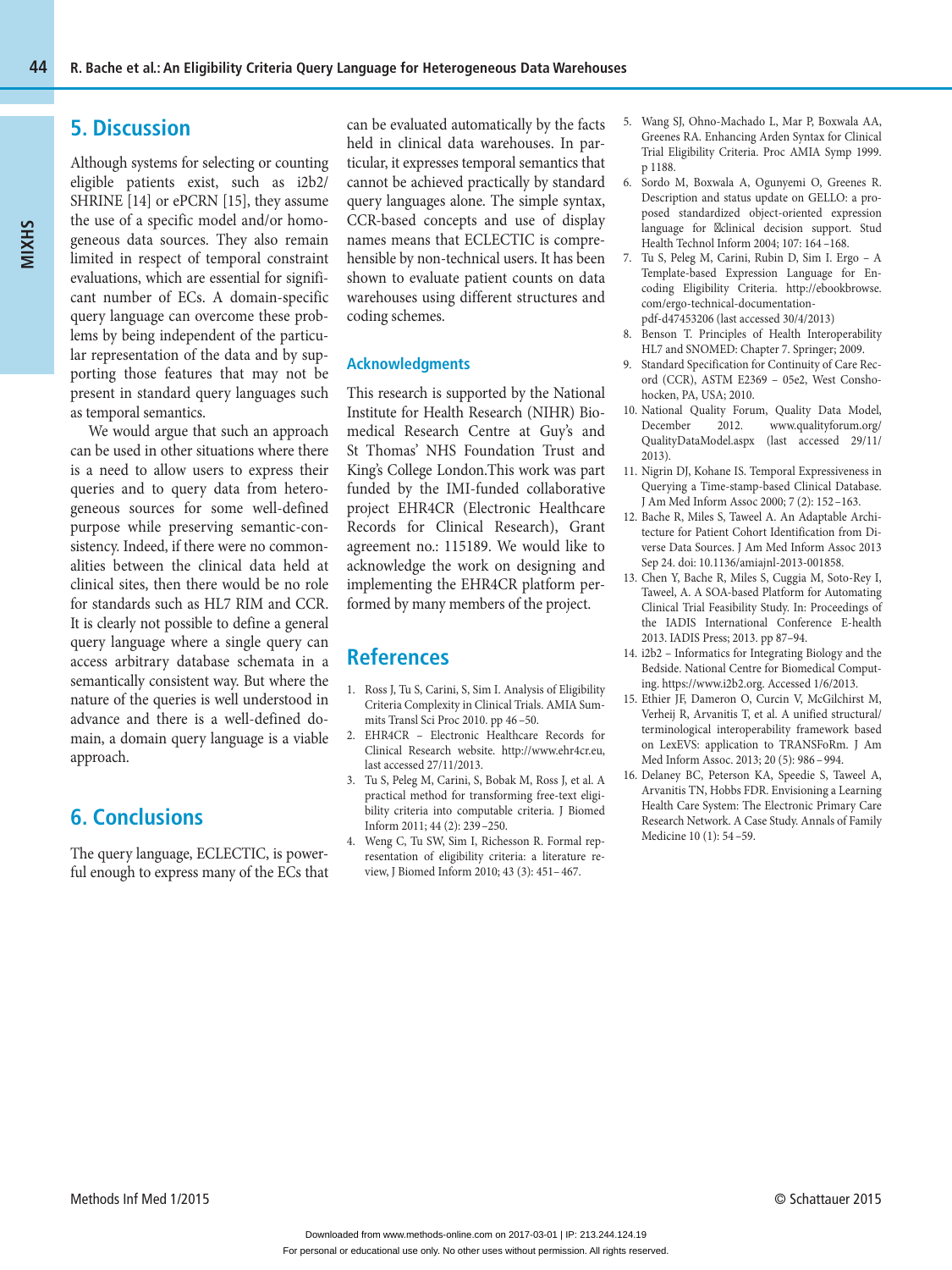## 5. Discussion

Although systems for selecting or counting eligible patients exist, such as i2b2/SHRINE [14] or ePCRN [15], they assume the use of a specific model and/or homogeneous data sources. They also remain limited in respect of temporal constraint evaluations, which are essential for significant number of ECs. A domain-specific query language can overcome these problems by being independent of the particular representation of the data and by supporting those features that may not be present in standard query languages such as temporal semantics.

We would argue that such an approach can be used in other situations where there is a need to allow users to express their queries and to query data from heterogeneous sources for some well-defined purpose while preserving semantic-consistency. Indeed, if there were no commonalities between the clinical data held at clinical sites, then there would be no role for standards such as HL7 RIM and CCR. It is clearly not possible to define a general query language where a single query can access arbitrary database schemata in a semantically consistent way. But where the nature of the queries is well understood in advance and there is a well-defined domain, a domain query language is a viable approach.

## 6. Conclusions

The query language, ECLECTIC, is powerful enough to express many of the ECs that can be evaluated automatically by the facts held in clinical data warehouses. In particular, it expresses temporal semantics that cannot be achieved practically by standard query languages alone. The simple syntax, CCR-based concepts and use of display names means that ECLECTIC is comprehensible by non-technical users. It has been shown to evaluate patient counts on data warehouses using different structures and coding schemes.

### Acknowledgments

This research is supported by the National Institute for Health Research (NIHR) Biomedical Research Centre at Guy's and St Thomas' NHS Foundation Trust and King's College London.This work was part funded by the IMI-funded collaborative project EHR4CR (Electronic Healthcare Records for Clinical Research), Grant agreement no.: 115189. We would like to acknowledge the work on designing and implementing the EHR4CR platform performed by many members of the project.

## References

1. Ross J, Tu S, Carini, S, Sim I. Analysis of Eligibility Criteria Complexity in Clinical Trials. AMIA Summits Transl Sci Proc 2010. pp 46–50.
2. EHR4CR – Electronic Healthcare Records for Clinical Research website. http://www.ehr4cr.eu, last accessed 27/11/2013.
3. Tu S, Peleg M, Carini, S, Bobak M, Ross J, et al. A practical method for transforming free-text eligibility criteria into computable criteria. J Biomed Inform 2011; 44 (2): 239–250.
4. Weng C, Tu SW, Sim I, Richesson R. Formal representation of eligibility criteria: a literature review, J Biomed Inform 2010; 43 (3): 451–467.
5. Wang SJ, Ohno-Machado L, Mar P, Boxwala AA, Greenes RA. Enhancing Arden Syntax for Clinical Trial Eligibility Criteria. Proc AMIA Symp 1999. p 1188.
6. Sordo M, Boxwala A, Ogunyemi O, Greenes R. Description and status update on GELLO: a proposed standardized object-oriented expression language for clinical decision support. Stud Health Technol Inform 2004; 107: 164–168.
7. Tu S, Peleg M, Carini, Rubin D, Sim I. Ergo – A Template-based Expression Language for Encoding Eligibility Criteria. http://ebookbrowse.com/ergo-technical-documentation-pdf-d47453206 (last accessed 30/4/2013)
8. Benson T. Principles of Health Interoperability HL7 and SNOMED: Chapter 7. Springer; 2009.
9. Standard Specification for Continuity of Care Record (CCR), ASTM E2369 – 05e2, West Conshohocken, PA, USA; 2010.
10. National Quality Forum, Quality Data Model, December 2012. www.qualityforum.org/QualityDataModel.aspx (last accessed 29/11/2013).
11. Nigrin DJ, Kohane IS. Temporal Expressiveness in Querying a Time-stamp-based Clinical Database. J Am Med Inform Assoc 2000; 7 (2): 152–163.
12. Bache R, Miles S, Taweel A. An Adaptable Architecture for Patient Cohort Identification from Diverse Data Sources. J Am Med Inform Assoc 2013 Sep 24. doi: 10.1136/amiajnl-2013-001858.
13. Chen Y, Bache R, Miles S, Cuggia M, Soto-Rey I, Taweel, A. A SOA-based Platform for Automating Clinical Trial Feasibility Study. In: Proceedings of the IADIS International Conference E-health 2013. IADIS Press; 2013. pp 87–94.
14. i2b2 – Informatics for Integrating Biology and the Bedside. National Centre for Biomedical Computing. https://www.i2b2.org. Accessed 1/6/2013.
15. Ethier JF, Dameron O, Curcin V, McGilchirst M, Verheij R, Arvanitis T, et al. A unified structural/terminological interoperability framework based on LexEVS: application to TRANSFoRm. J Am Med Inform Assoc. 2013; 20 (5): 986–994.
16. Delaney BC, Peterson KA, Speedie S, Taweel A, Arvanitis TN, Hobbs FDR. Envisioning a Learning Health Care System: The Electronic Primary Care Research Network. A Case Study. Annals of Family Medicine 10 (1): 54–59.